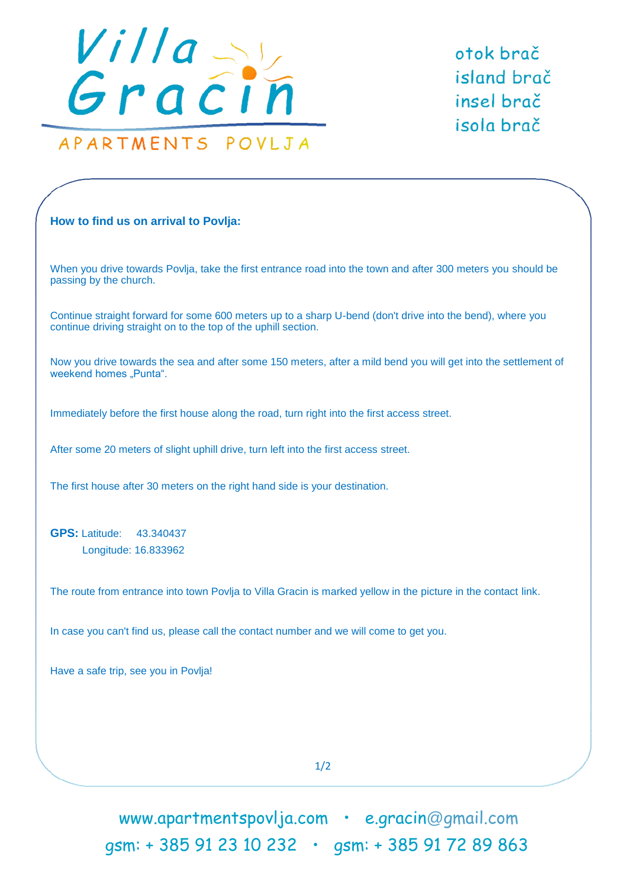# Villa Gracin

APARTMENTS POVLJA

otok brač
island brač
insel brač
isola brač

**How to find us on arrival to Povlja:**

When you drive towards Povlja, take the first entrance road into the town and after 300 meters you should be passing by the church.

Continue straight forward for some 600 meters up to a sharp U-bend (don't drive into the bend), where you continue driving straight on to the top of the uphill section.

Now you drive towards the sea and after some 150 meters, after a mild bend you will get into the settlement of weekend homes „Punta“.

Immediately before the first house along the road, turn right into the first access street.

After some 20 meters of slight uphill drive, turn left into the first access street.

The first house after 30 meters on the right hand side is your destination.

**GPS:** Latitude: 43.340437
Longitude: 16.833962

The route from entrance into town Povlja to Villa Gracin is marked yellow in the picture in the contact link.

In case you can't find us, please call the contact number and we will come to get you.

Have a safe trip, see you in Povlja!

www.apartmentspovlja.com • e.gracin@gmail.com
gsm: + 385 91 23 10 232 • gsm: + 385 91 72 89 863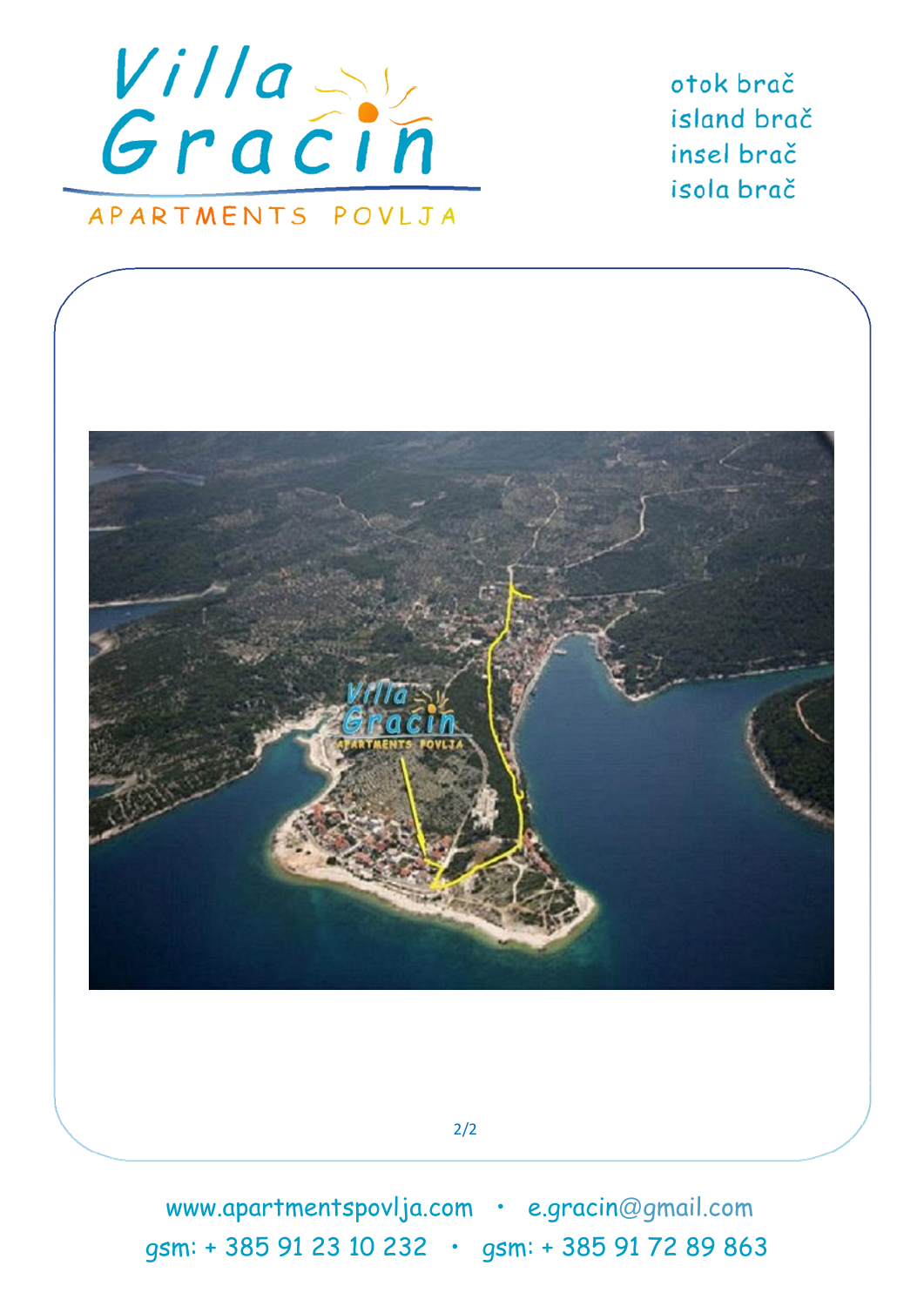# Villa Gracin

APARTMENTS POVLJA

otok brač
island brač
insel brač
isola brač

www.apartmentspovlja.com • e.gracin@gmail.com
gsm: + 385 91 23 10 232 • gsm: + 385 91 72 89 863